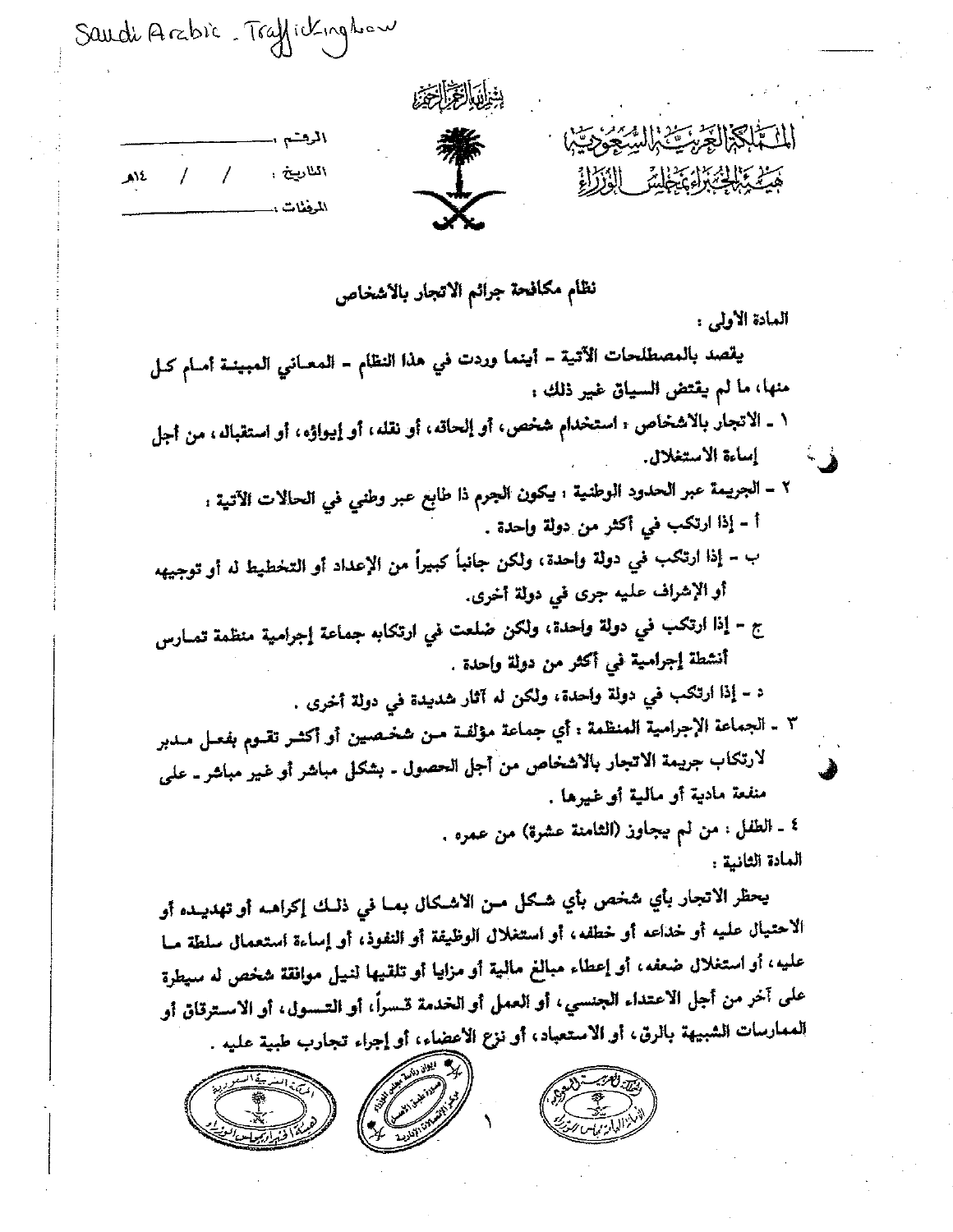Saudi Arabic - Trafficking law

بسم الله الرحمن الرحيم

المملكة العربية السعودية
هيئة الخبراء بمجلس الوزراء

الرقم: ..............
التاريخ: / / ١٤هـ
المرفقات: ..............

## نظام مكافحة جرائم الاتجار بالأشخاص

**المادة الأولى :**

يقصد بالمصطلحات الآتية - أينما وردت في هذا النظام - المعاني المبينة أمام كل منها، ما لم يقتض السياق غير ذلك :

١ - الاتجار بالأشخاص : استخدام شخص، أو إلحاقه، أو نقله، أو إيواؤه، أو استقباله، من أجل إساءة الاستغلال.

٢ - الجريمة عبر الحدود الوطنية : يكون الجرم ذا طابع عبر وطني في الحالات الآتية :

أ - إذا ارتكب في أكثر من دولة واحدة .

ب - إذا ارتكب في دولة واحدة، ولكن جانباً كبيراً من الإعداد أو التخطيط له أو توجيهه أو الإشراف عليه جرى في دولة أخرى.

ج - إذا ارتكب في دولة واحدة، ولكن ضلعت في ارتكابه جماعة إجرامية منظمة تمارس أنشطة إجرامية في أكثر من دولة واحدة .

د - إذا ارتكب في دولة واحدة، ولكن له آثار شديدة في دولة أخرى .

٣ - الجماعة الإجرامية المنظمة : أي جماعة مؤلفة من شخصين أو أكثر تقوم بفعل مدبر لارتكاب جريمة الاتجار بالأشخاص من أجل الحصول - بشكل مباشر أو غير مباشر - على منفعة مادية أو مالية أو غيرها .

٤ - الطفل : من لم يجاوز (الثامنة عشرة) من عمره .

**المادة الثانية :**

يحظر الاتجار بأي شخص بأي شكل من الأشكال بما في ذلك إكراهه أو تهديده أو الاحتيال عليه أو خداعه أو خطفه، أو استغلال الوظيفة أو النفوذ، أو إساءة استعمال سلطة ما عليه، أو استغلال ضعفه، أو إعطاء مبالغ مالية أو مزايا أو تلقيها لنيل موافقة شخص له سيطرة على آخر من أجل الاعتداء الجنسي، أو العمل أو الخدمة قسراً، أو التسول، أو الاسترقاق أو الممارسات الشبيهة بالرق، أو الاستعباد، أو نزع الأعضاء، أو إجراء تجارب طبية عليه .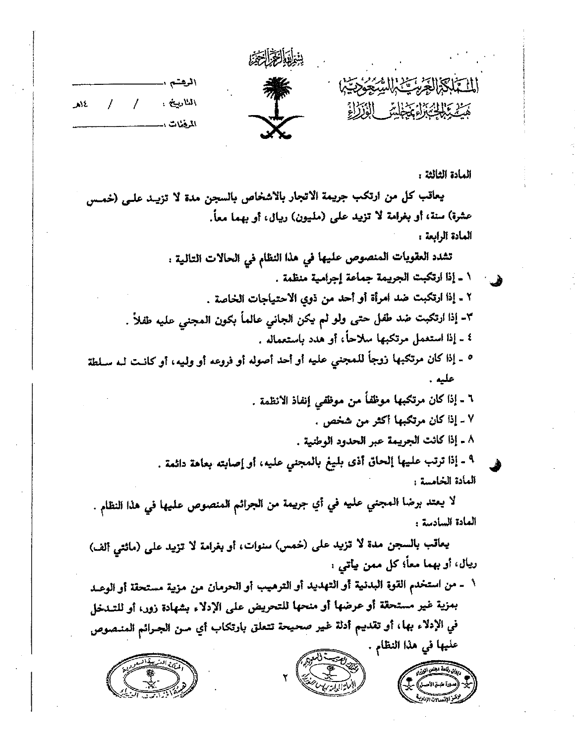المملكة العربية السعودية
هيئة الخبراء بمجلس الوزراء

الرقم ــــــــــــ
التاريخ : / / ١٤هـ
المرفقات ــــــــــــ

**المادة الثالثة :**

يعاقب كل من ارتكب جريمة الاتجار بالأشخاص بالسجن مدة لا تزيد على (خمس عشرة) سنة، أو بغرامة لا تزيد على (مليون) ريال، أو بهما معاً.

**المادة الرابعة :**

تشدد العقوبات المنصوص عليها في هذا النظام في الحالات التالية :

١ - إذا ارتكبت الجريمة جماعة إجرامية منظمة .

٢ - إذا ارتكبت ضد امرأة أو أحد من ذوي الاحتياجات الخاصة .

٣- إذا ارتكبت ضد طفل حتى ولو لم يكن الجاني عالماً بكون المجني عليه طفلاً .

٤ - إذا استعمل مرتكبها سلاحاً، أو هدد باستعماله .

٥ - إذا كان مرتكبها زوجاً للمجني عليه أو أحد أصوله أو فروعه أو وليه، أو كانت له سلطة عليه .

٦ - إذا كان مرتكبها موظفاً من موظفي إنفاذ الأنظمة .

٧ - إذا كان مرتكبها أكثر من شخص .

٨ - إذا كانت الجريمة عبر الحدود الوطنية .

٩ - إذا ترتب عليها إلحاق أذى بليغ بالمجني عليه، أو إصابته بعاهة دائمة .

**المادة الخامسة :**

لا يعتد برضا المجني عليه في أي جريمة من الجرائم المنصوص عليها في هذا النظام .

**المادة السادسة :**

يعاقب بالسجن مدة لا تزيد على (خمس) سنوات، أو بغرامة لا تزيد على (مائتي ألف) ريال، أو بهما معاً، كل ممن يأتي :

١ - من استخدم القوة البدنية أو التهديد أو الترهيب أو الحرمان من مزية مستحقة أو الوعد بمزية غير مستحقة أو عرضها أو منحها للتحريض على الإدلاء بشهادة زور، أو للتدخل في الإدلاء بها، أو تقديم أدلة غير صحيحة تتعلق بارتكاب أي من الجرائم المنصوص عليها في هذا النظام .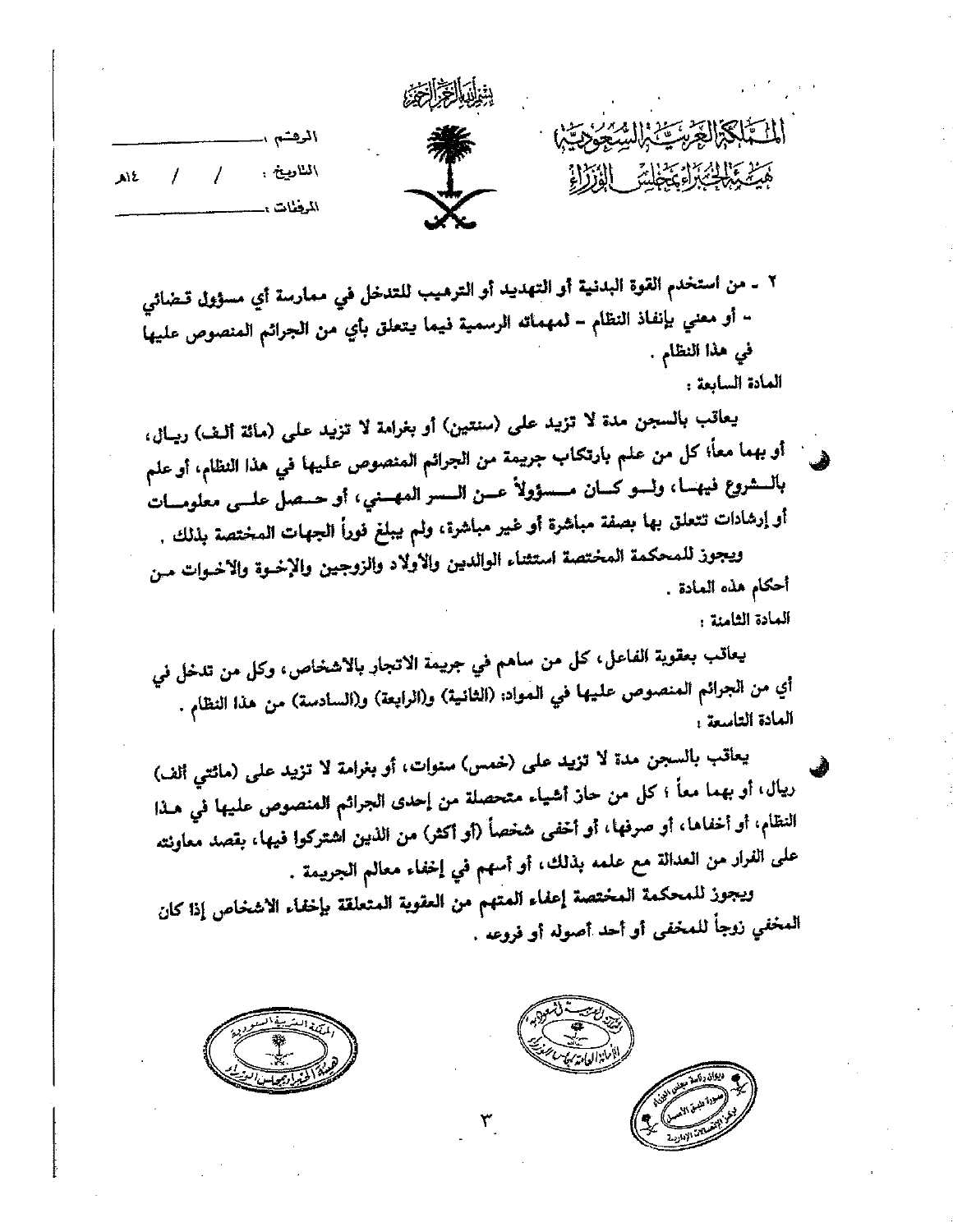٢ - من استخدم القوة البدنية أو التهديد أو الترهيب للتدخل في ممارسة أي مسؤول قضائي - أو معني بإنفاذ النظام - لمهماته الرسمية فيما يتعلق بأي من الجرائم المنصوص عليها في هذا النظام .

المادة السابعة :

يعاقب بالسجن مدة لا تزيد على (سنتين) أو بغرامة لا تزيد على (مائة ألف) ريال، أو بهما معاً، كل من علم بارتكاب جريمة من الجرائم المنصوص عليها في هذا النظام، أو علم بالشروع فيها، ولو كان مسؤولاً عن السر المهني، أو حصل على معلومات أو إرشادات تتعلق بها بصفة مباشرة أو غير مباشرة، ولم يبلغ فوراً الجهات المختصة بذلك .

ويجوز للمحكمة المختصة استثناء الوالدين والأولاد والزوجين والإخوة والأخوات من أحكام هذه المادة .

المادة الثامنة :

يعاقب بعقوبة الفاعل، كل من ساهم في جريمة الاتجار بالأشخاص، وكل من تدخل في أي من الجرائم المنصوص عليها في المواد: (الثانية) و(الرابعة) و(السادسة) من هذا النظام .

المادة التاسعة :

يعاقب بالسجن مدة لا تزيد على (خمس) سنوات، أو بغرامة لا تزيد على (مائتي ألف) ريال، أو بهما معاً ؛ كل من حاز أشياء متحصلة من إحدى الجرائم المنصوص عليها في هذا النظام، أو أخفاها، أو صرفها، أو أخفى شخصاً (أو أكثر) من الذين اشتركوا فيها، بقصد معاونته على الفرار من العدالة مع علمه بذلك، أو أسهم في إخفاء معالم الجريمة .

ويجوز للمحكمة المختصة إعفاء المتهم من العقوبة المتعلقة بإخفاء الأشخاص إذا كان المخفي زوجاً للمخفى أو أحد أصوله أو فروعه .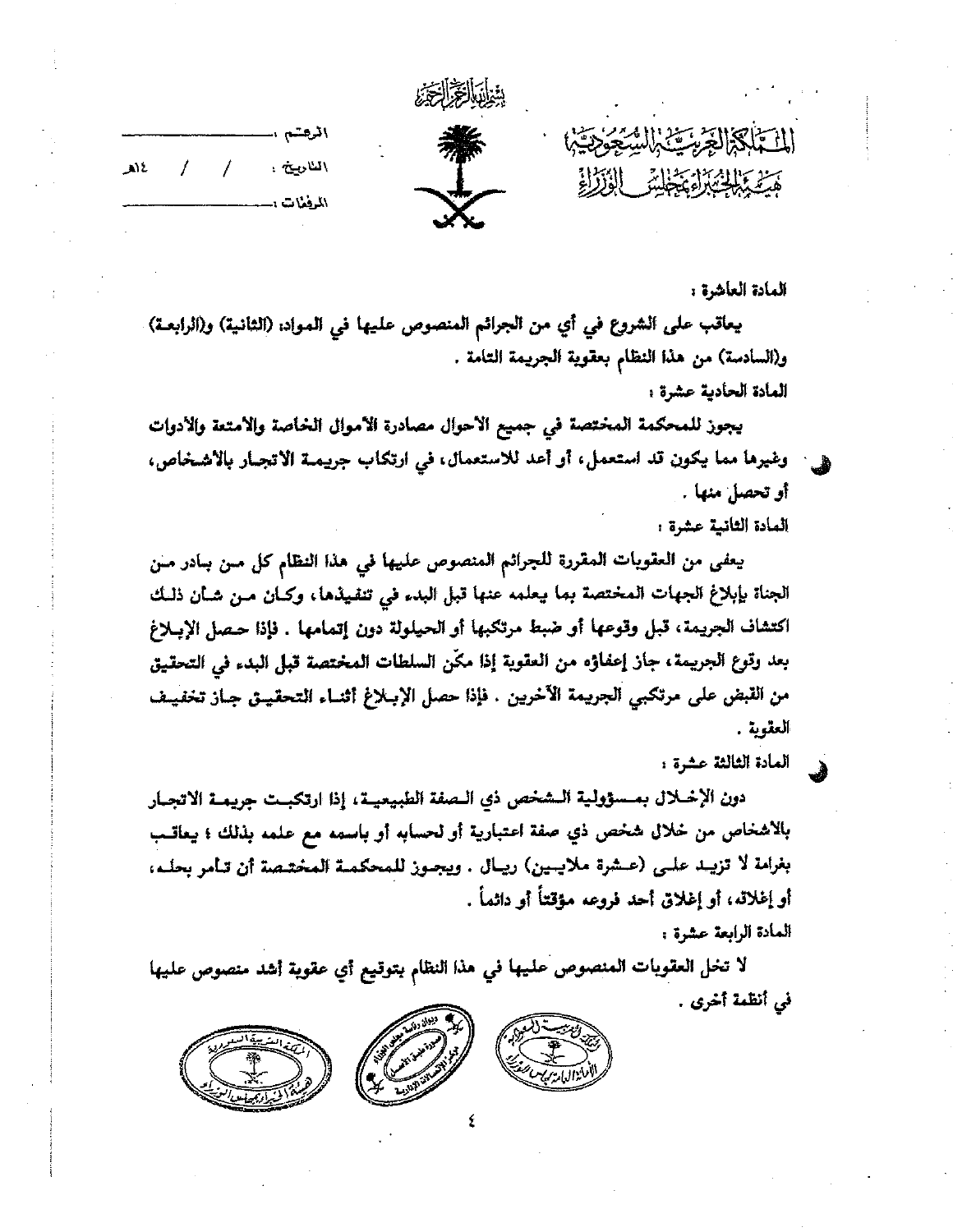المادة العاشرة :

يعاقب على الشروع في أي من الجرائم المنصوص عليها في المواد: (الثانية) و(الرابعة) و(السادسة) من هذا النظام بعقوبة الجريمة التامة .

المادة الحادية عشرة :

يجوز للمحكمة المختصة في جميع الأحوال مصادرة الأموال الخاصة والأمتعة والأدوات وغيرها مما يكون قد استعمل، أو أعد للاستعمال، في ارتكاب جريمة الاتجار بالأشخاص، أو تحصل منها .

المادة الثانية عشرة :

يعفى من العقوبات المقررة للجرائم المنصوص عليها في هذا النظام كل من بادر من الجناة بإبلاغ الجهات المختصة بما يعلمه عنها قبل البدء في تنفيذها، وكان من شأن ذلك اكتشاف الجريمة، قبل وقوعها أو ضبط مرتكبها أو الحيلولة دون إتمامها . فإذا حصل الإبلاغ بعد وقوع الجريمة، جاز إعفاؤه من العقوبة إذا مكّن السلطات المختصة قبل البدء في التحقيق من القبض على مرتكبي الجريمة الآخرين . فإذا حصل الإبلاغ أثناء التحقيق جاز تخفيف العقوبة .

المادة الثالثة عشرة :

دون الإخلال بمسؤولية الشخص ذي الصفة الطبيعية، إذا ارتكبت جريمة الاتجار بالأشخاص من خلال شخص ذي صفة اعتبارية أو لحسابه أو باسمه مع علمه بذلك ؛ يعاقب بغرامة لا تزيد على (عشرة ملايين) ريال . ويجوز للمحكمة المختصة أن تأمر بحله، أو إغلاقه، أو إغلاق أحد فروعه مؤقتاً أو دائماً .

المادة الرابعة عشرة :

لا تخل العقوبات المنصوص عليها في هذا النظام بتوقيع أي عقوبة أشد منصوص عليها في أنظمة أخرى .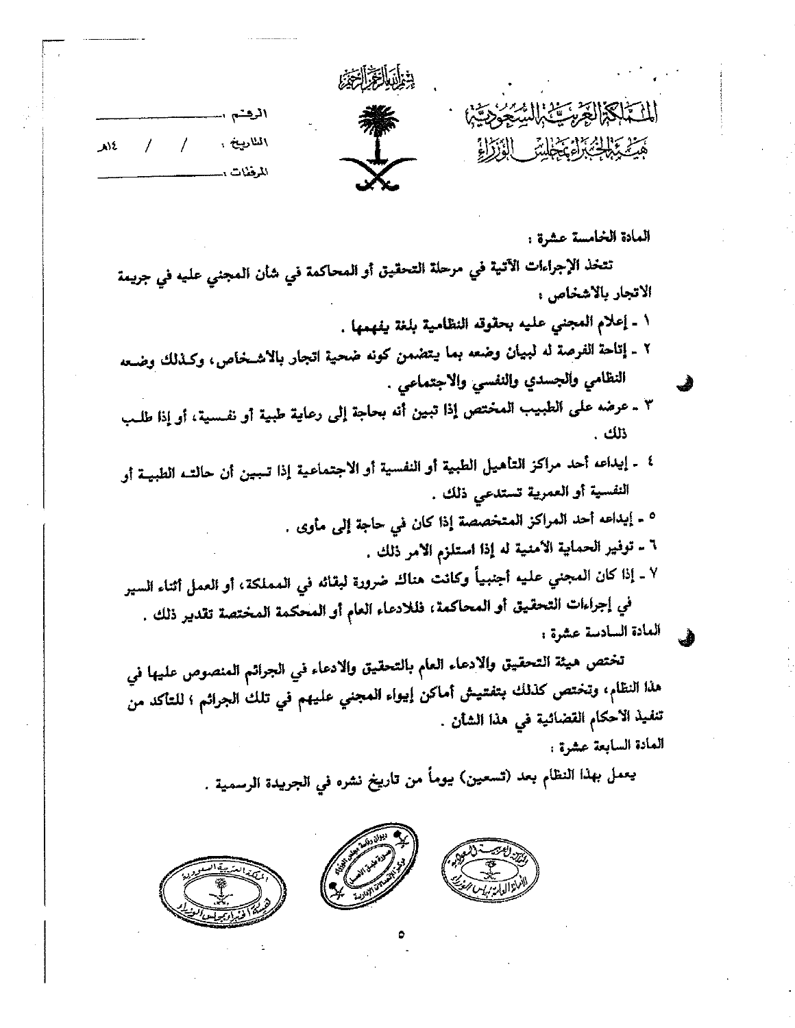المادة الخامسة عشرة :

تتخذ الإجراءات الآتية في مرحلة التحقيق أو المحاكمة في شأن المجني عليه في جريمة الاتجار بالأشخاص :

١ - إعلام المجني عليه بحقوقه النظامية بلغة يفهمها .

٢ - إتاحة الفرصة له لبيان وضعه بما يتضمن كونه ضحية اتجار بالأشخاص، وكذلك وضعه النظامي والجسدي والنفسي والاجتماعي .

٣ - عرضه على الطبيب المختص إذا تبين أنه بحاجة إلى رعاية طبية أو نفسية، أو إذا طلب ذلك .

٤ - إيداعه أحد مراكز التأهيل الطبية أو النفسية أو الاجتماعية إذا تبين أن حالته الطبية أو النفسية أو العمرية تستدعي ذلك .

٥ - إيداعه أحد المراكز المتخصصة إذا كان في حاجة إلى مأوى .

٦ - توفير الحماية الأمنية له إذا استلزم الأمر ذلك .

٧ - إذا كان المجني عليه أجنبياً وكانت هناك ضرورة لبقائه في المملكة، أو العمل أثناء السير في إجراءات التحقيق أو المحاكمة، فللادعاء العام أو المحكمة المختصة تقدير ذلك .

المادة السادسة عشرة :

تختص هيئة التحقيق والادعاء العام بالتحقيق والادعاء في الجرائم المنصوص عليها في هذا النظام، وتختص كذلك بتفتيش أماكن إيواء المجني عليهم في تلك الجرائم ؛ للتأكد من تنفيذ الأحكام القضائية في هذا الشأن .

المادة السابعة عشرة :

يعمل بهذا النظام بعد (تسعين) يوماً من تاريخ نشره في الجريدة الرسمية .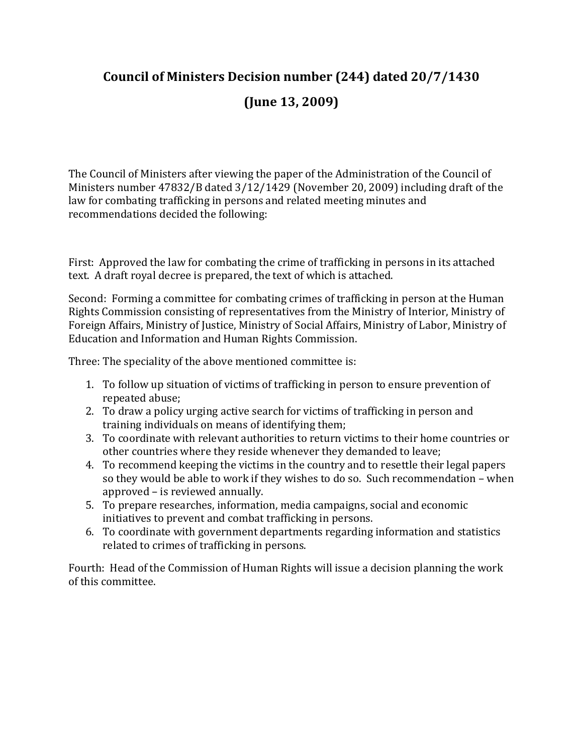# Council of Ministers Decision number (244) dated 20/7/1430

# (June 13, 2009)

The Council of Ministers after viewing the paper of the Administration of the Council of Ministers number 47832/B dated 3/12/1429 (November 20, 2009) including draft of the law for combating trafficking in persons and related meeting minutes and recommendations decided the following:

First: Approved the law for combating the crime of trafficking in persons in its attached text. A draft royal decree is prepared, the text of which is attached.

Second: Forming a committee for combating crimes of trafficking in person at the Human Rights Commission consisting of representatives from the Ministry of Interior, Ministry of Foreign Affairs, Ministry of Justice, Ministry of Social Affairs, Ministry of Labor, Ministry of Education and Information and Human Rights Commission.

Three: The speciality of the above mentioned committee is:

1. To follow up situation of victims of trafficking in person to ensure prevention of repeated abuse;
2. To draw a policy urging active search for victims of trafficking in person and training individuals on means of identifying them;
3. To coordinate with relevant authorities to return victims to their home countries or other countries where they reside whenever they demanded to leave;
4. To recommend keeping the victims in the country and to resettle their legal papers so they would be able to work if they wishes to do so. Such recommendation – when approved – is reviewed annually.
5. To prepare researches, information, media campaigns, social and economic initiatives to prevent and combat trafficking in persons.
6. To coordinate with government departments regarding information and statistics related to crimes of trafficking in persons.

Fourth: Head of the Commission of Human Rights will issue a decision planning the work of this committee.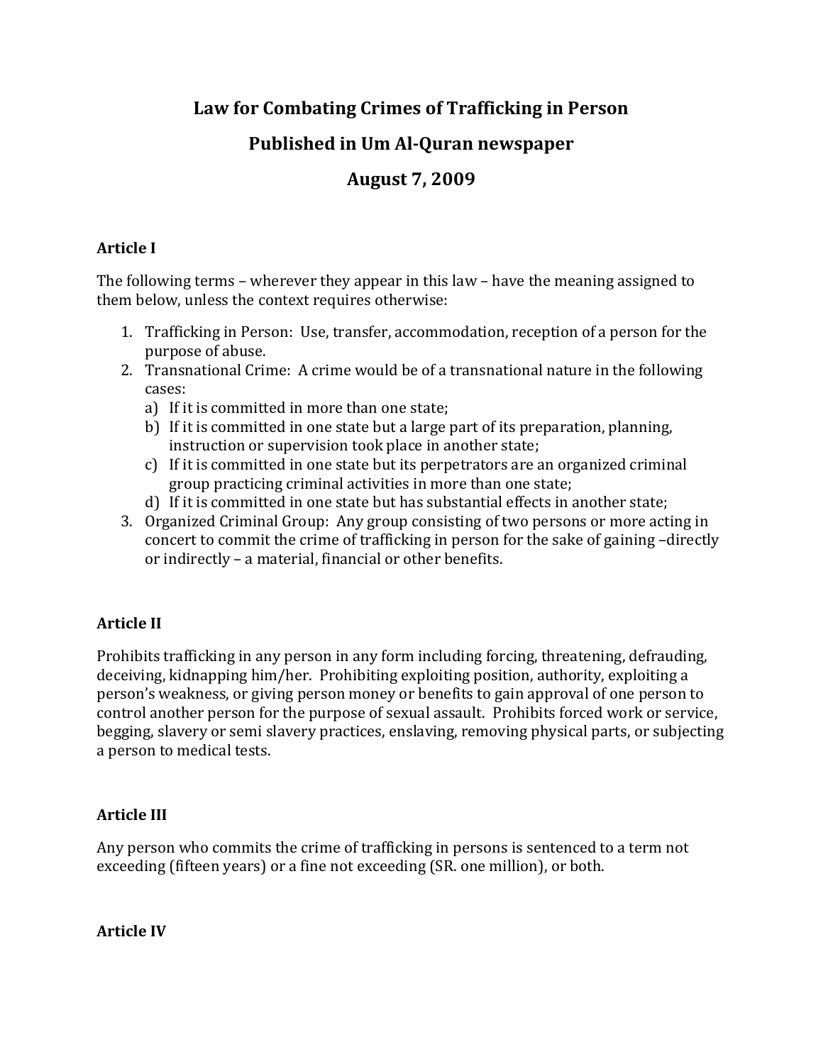# Law for Combating Crimes of Trafficking in Person

## Published in Um Al-Quran newspaper

## August 7, 2009

### Article I

The following terms – wherever they appear in this law – have the meaning assigned to them below, unless the context requires otherwise:

1. Trafficking in Person: Use, transfer, accommodation, reception of a person for the purpose of abuse.
2. Transnational Crime: A crime would be of a transnational nature in the following cases:
   a) If it is committed in more than one state;
   b) If it is committed in one state but a large part of its preparation, planning, instruction or supervision took place in another state;
   c) If it is committed in one state but its perpetrators are an organized criminal group practicing criminal activities in more than one state;
   d) If it is committed in one state but has substantial effects in another state;
3. Organized Criminal Group: Any group consisting of two persons or more acting in concert to commit the crime of trafficking in person for the sake of gaining –directly or indirectly – a material, financial or other benefits.

### Article II

Prohibits trafficking in any person in any form including forcing, threatening, defrauding, deceiving, kidnapping him/her. Prohibiting exploiting position, authority, exploiting a person's weakness, or giving person money or benefits to gain approval of one person to control another person for the purpose of sexual assault. Prohibits forced work or service, begging, slavery or semi slavery practices, enslaving, removing physical parts, or subjecting a person to medical tests.

### Article III

Any person who commits the crime of trafficking in persons is sentenced to a term not exceeding (fifteen years) or a fine not exceeding (SR. one million), or both.

### Article IV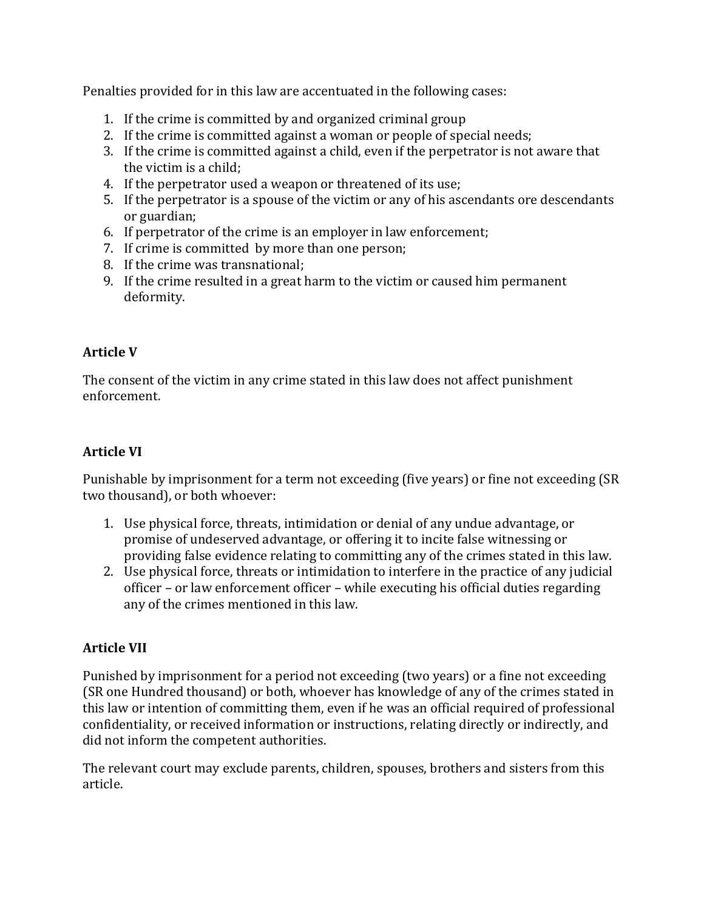Penalties provided for in this law are accentuated in the following cases:

1. If the crime is committed by and organized criminal group
2. If the crime is committed against a woman or people of special needs;
3. If the crime is committed against a child, even if the perpetrator is not aware that the victim is a child;
4. If the perpetrator used a weapon or threatened of its use;
5. If the perpetrator is a spouse of the victim or any of his ascendants ore descendants or guardian;
6. If perpetrator of the crime is an employer in law enforcement;
7. If crime is committed by more than one person;
8. If the crime was transnational;
9. If the crime resulted in a great harm to the victim or caused him permanent deformity.

**Article V**

The consent of the victim in any crime stated in this law does not affect punishment enforcement.

**Article VI**

Punishable by imprisonment for a term not exceeding (five years) or fine not exceeding (SR two thousand), or both whoever:

1. Use physical force, threats, intimidation or denial of any undue advantage, or promise of undeserved advantage, or offering it to incite false witnessing or providing false evidence relating to committing any of the crimes stated in this law.
2. Use physical force, threats or intimidation to interfere in the practice of any judicial officer – or law enforcement officer – while executing his official duties regarding any of the crimes mentioned in this law.

**Article VII**

Punished by imprisonment for a period not exceeding (two years) or a fine not exceeding (SR one Hundred thousand) or both, whoever has knowledge of any of the crimes stated in this law or intention of committing them, even if he was an official required of professional confidentiality, or received information or instructions, relating directly or indirectly, and did not inform the competent authorities.

The relevant court may exclude parents, children, spouses, brothers and sisters from this article.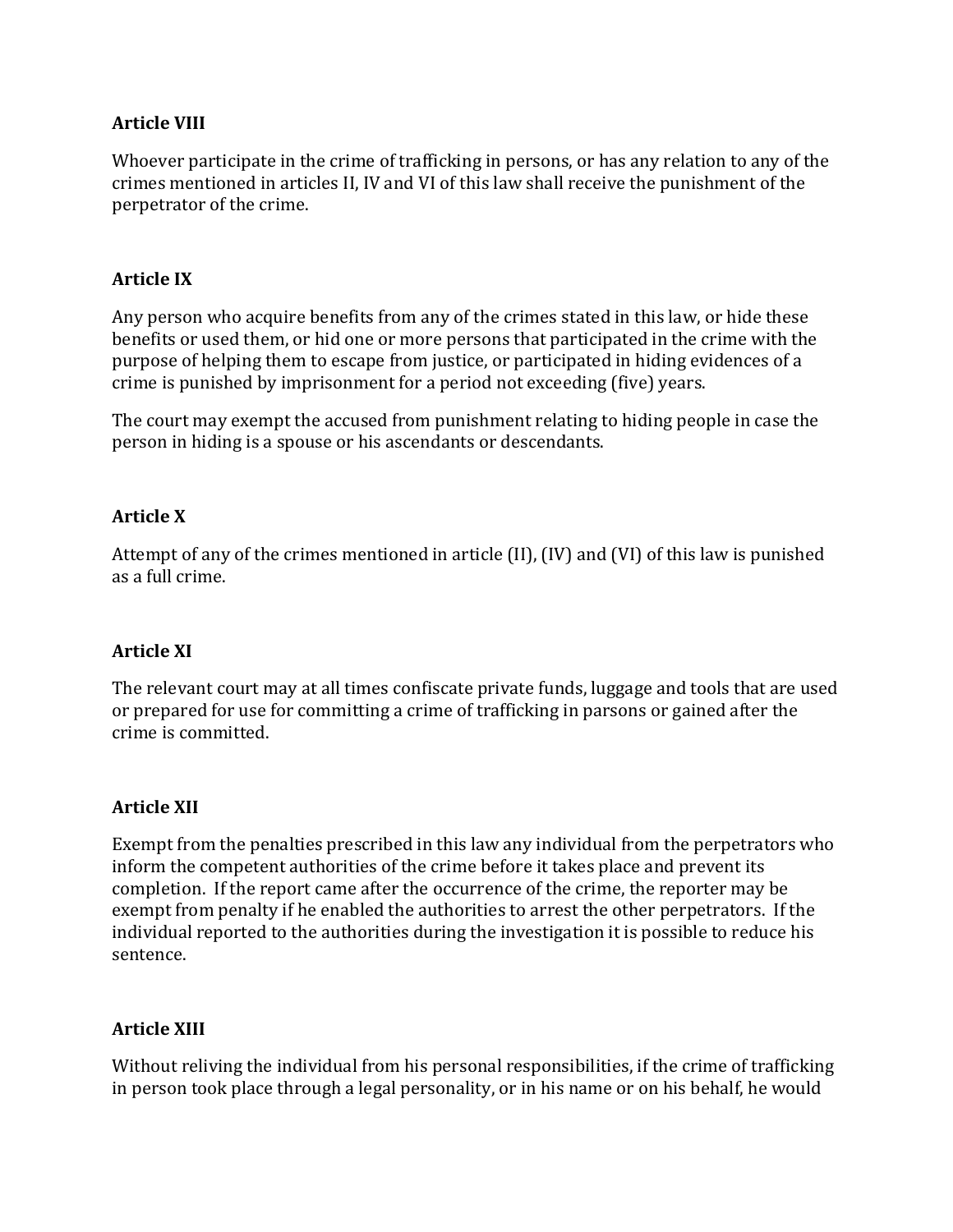**Article VIII**

Whoever participate in the crime of trafficking in persons, or has any relation to any of the crimes mentioned in articles II, IV and VI of this law shall receive the punishment of the perpetrator of the crime.

**Article IX**

Any person who acquire benefits from any of the crimes stated in this law, or hide these benefits or used them, or hid one or more persons that participated in the crime with the purpose of helping them to escape from justice, or participated in hiding evidences of a crime is punished by imprisonment for a period not exceeding (five) years.

The court may exempt the accused from punishment relating to hiding people in case the person in hiding is a spouse or his ascendants or descendants.

**Article X**

Attempt of any of the crimes mentioned in article (II), (IV) and (VI) of this law is punished as a full crime.

**Article XI**

The relevant court may at all times confiscate private funds, luggage and tools that are used or prepared for use for committing a crime of trafficking in parsons or gained after the crime is committed.

**Article XII**

Exempt from the penalties prescribed in this law any individual from the perpetrators who inform the competent authorities of the crime before it takes place and prevent its completion. If the report came after the occurrence of the crime, the reporter may be exempt from penalty if he enabled the authorities to arrest the other perpetrators. If the individual reported to the authorities during the investigation it is possible to reduce his sentence.

**Article XIII**

Without reliving the individual from his personal responsibilities, if the crime of trafficking in person took place through a legal personality, or in his name or on his behalf, he would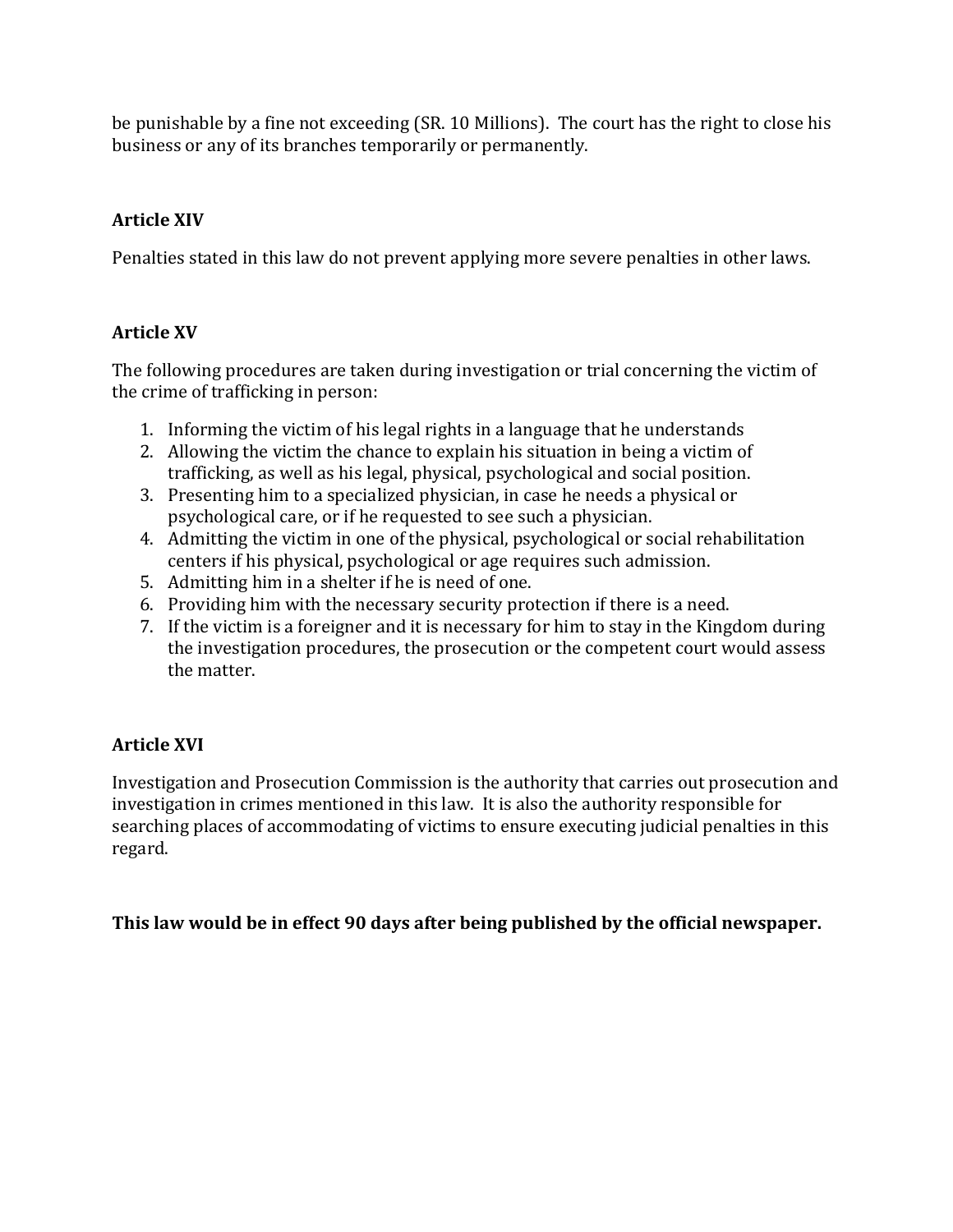be punishable by a fine not exceeding (SR. 10 Millions). The court has the right to close his business or any of its branches temporarily or permanently.

### Article XIV

Penalties stated in this law do not prevent applying more severe penalties in other laws.

### Article XV

The following procedures are taken during investigation or trial concerning the victim of the crime of trafficking in person:

1. Informing the victim of his legal rights in a language that he understands
2. Allowing the victim the chance to explain his situation in being a victim of trafficking, as well as his legal, physical, psychological and social position.
3. Presenting him to a specialized physician, in case he needs a physical or psychological care, or if he requested to see such a physician.
4. Admitting the victim in one of the physical, psychological or social rehabilitation centers if his physical, psychological or age requires such admission.
5. Admitting him in a shelter if he is need of one.
6. Providing him with the necessary security protection if there is a need.
7. If the victim is a foreigner and it is necessary for him to stay in the Kingdom during the investigation procedures, the prosecution or the competent court would assess the matter.

### Article XVI

Investigation and Prosecution Commission is the authority that carries out prosecution and investigation in crimes mentioned in this law. It is also the authority responsible for searching places of accommodating of victims to ensure executing judicial penalties in this regard.

**This law would be in effect 90 days after being published by the official newspaper.**